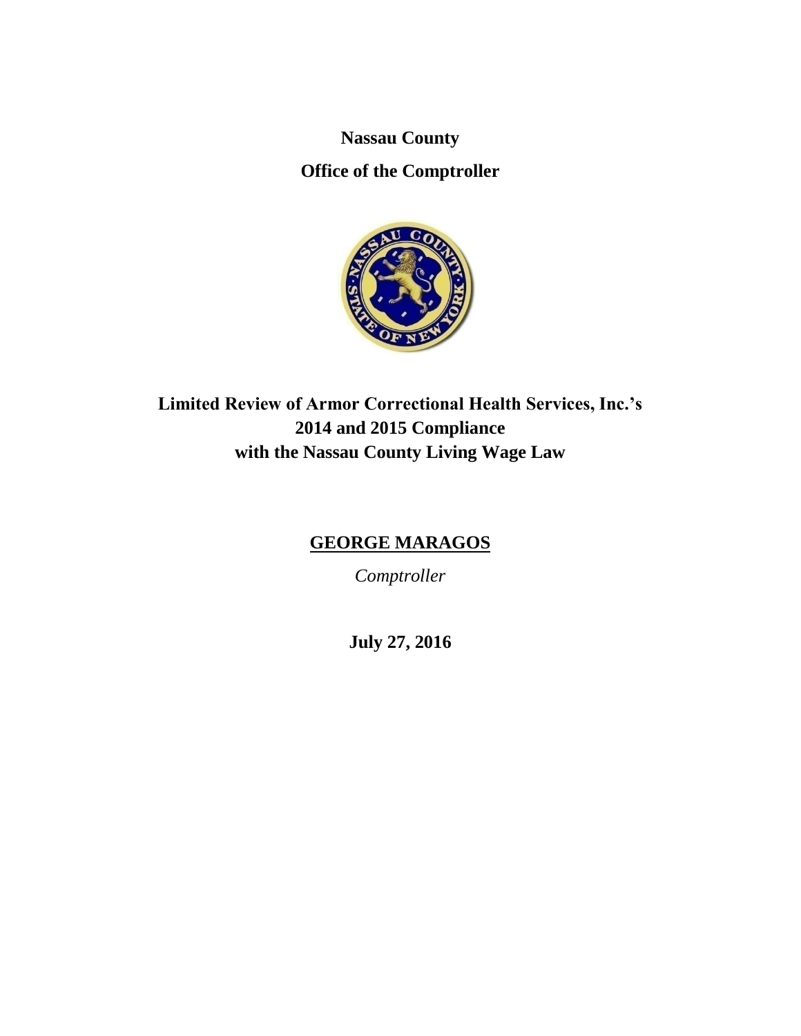**Nassau County**

**Office of the Comptroller**

# Limited Review of Armor Correctional Health Services, Inc.'s 2014 and 2015 Compliance with the Nassau County Living Wage Law

**GEORGE MARAGOS**

*Comptroller*

**July 27, 2016**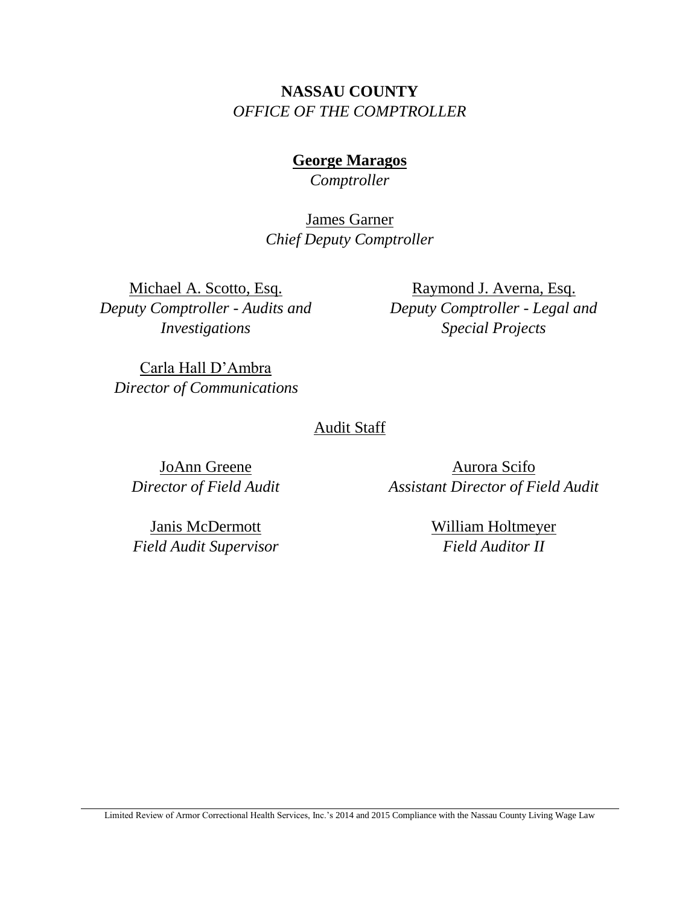**NASSAU COUNTY**

*OFFICE OF THE COMPTROLLER*

**George Maragos**

*Comptroller*

James Garner

*Chief Deputy Comptroller*

Michael A. Scotto, Esq.

*Deputy Comptroller - Audits and Investigations*

Raymond J. Averna, Esq.

*Deputy Comptroller - Legal and Special Projects*

Carla Hall D'Ambra

*Director of Communications*

Audit Staff

JoAnn Greene

*Director of Field Audit*

Aurora Scifo

*Assistant Director of Field Audit*

Janis McDermott

*Field Audit Supervisor*

William Holtmeyer

*Field Auditor II*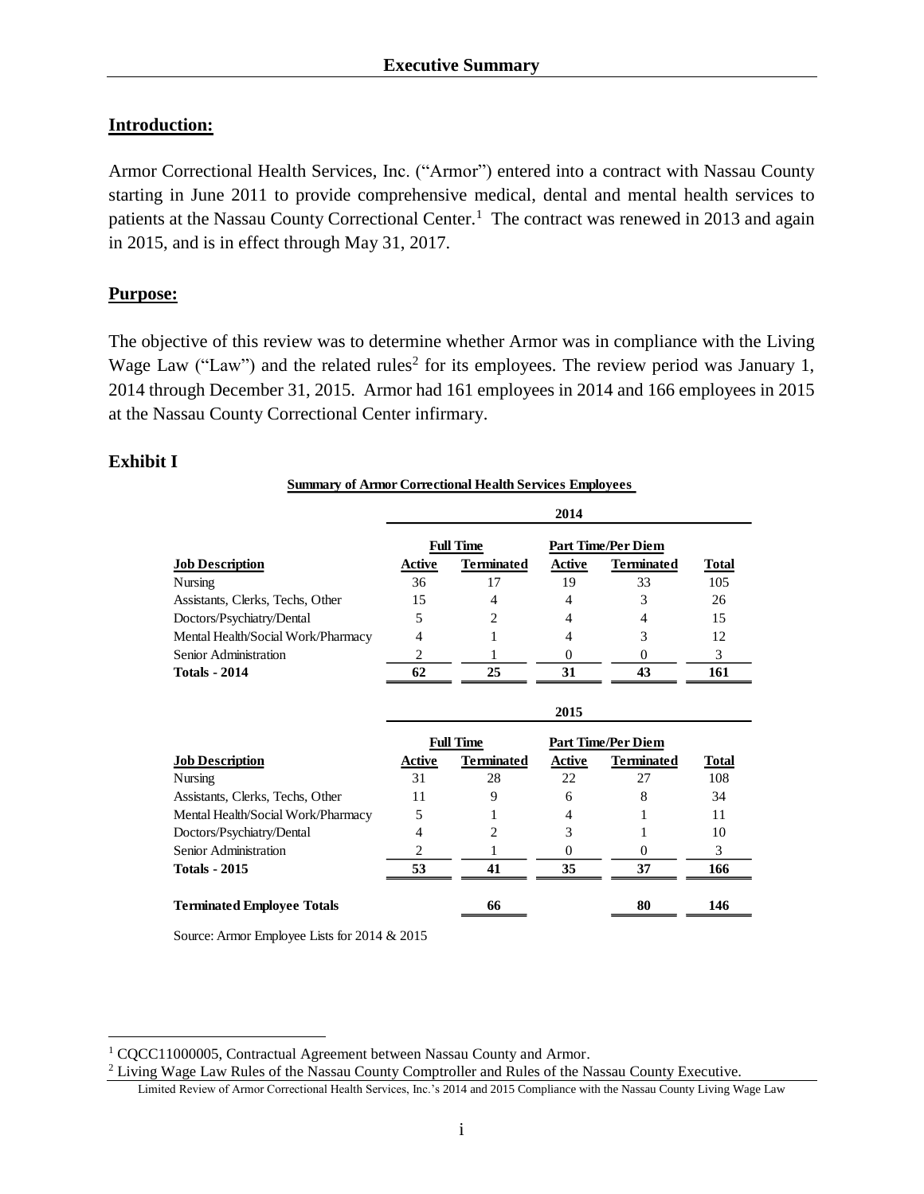## Executive Summary

### Introduction:

Armor Correctional Health Services, Inc. ("Armor") entered into a contract with Nassau County starting in June 2011 to provide comprehensive medical, dental and mental health services to patients at the Nassau County Correctional Center.[1] The contract was renewed in 2013 and again in 2015, and is in effect through May 31, 2017.

### Purpose:

The objective of this review was to determine whether Armor was in compliance with the Living Wage Law ("Law") and the related rules[2] for its employees. The review period was January 1, 2014 through December 31, 2015. Armor had 161 employees in 2014 and 166 employees in 2015 at the Nassau County Correctional Center infirmary.

### Exhibit I

**Summary of Armor Correctional Health Services Employees**

| | 2014 | | | | |
|---|---|---|---|---|---|
| | Full Time | | Part Time/Per Diem | | |
| **Job Description** | **Active** | **Terminated** | **Active** | **Terminated** | **Total** |
| Nursing | 36 | 17 | 19 | 33 | 105 |
| Assistants, Clerks, Techs, Other | 15 | 4 | 4 | 3 | 26 |
| Doctors/Psychiatry/Dental | 5 | 2 | 4 | 4 | 15 |
| Mental Health/Social Work/Pharmacy | 4 | 1 | 4 | 3 | 12 |
| Senior Administration | 2 | 1 | 0 | 0 | 3 |
| **Totals - 2014** | **62** | **25** | **31** | **43** | **161** |

| | 2015 | | | | |
|---|---|---|---|---|---|
| | Full Time | | Part Time/Per Diem | | |
| **Job Description** | **Active** | **Terminated** | **Active** | **Terminated** | **Total** |
| Nursing | 31 | 28 | 22 | 27 | 108 |
| Assistants, Clerks, Techs, Other | 11 | 9 | 6 | 8 | 34 |
| Mental Health/Social Work/Pharmacy | 5 | 1 | 4 | 1 | 11 |
| Doctors/Psychiatry/Dental | 4 | 2 | 3 | 1 | 10 |
| Senior Administration | 2 | 1 | 0 | 0 | 3 |
| **Totals - 2015** | **53** | **41** | **35** | **37** | **166** |
| | | | | | |
| **Terminated Employee Totals** | | **66** | | **80** | **146** |

Source: Armor Employee Lists for 2014 & 2015

[1] CQCC11000005, Contractual Agreement between Nassau County and Armor.

[2] Living Wage Law Rules of the Nassau County Comptroller and Rules of the Nassau County Executive.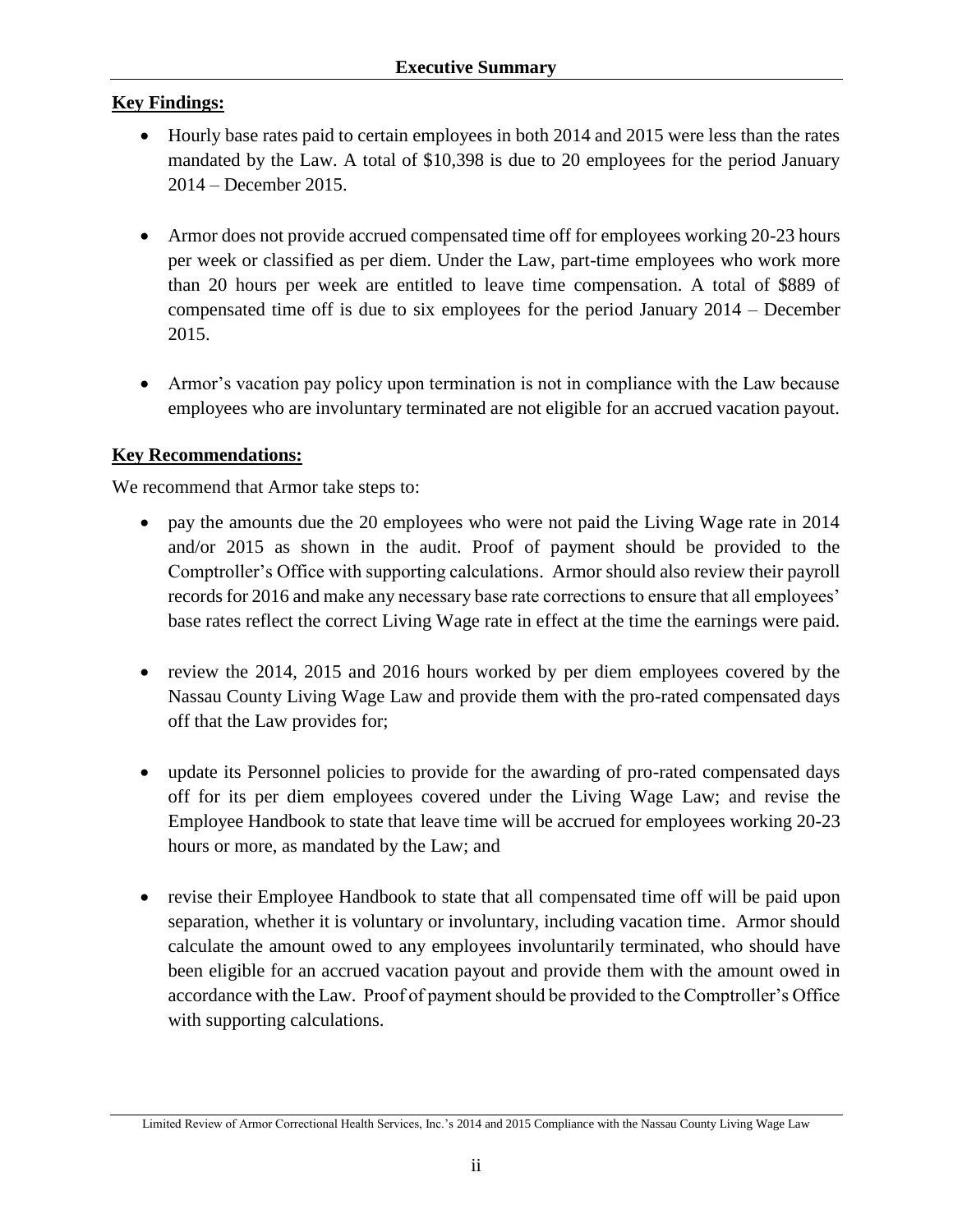## Executive Summary

**Key Findings:**

- Hourly base rates paid to certain employees in both 2014 and 2015 were less than the rates mandated by the Law. A total of $10,398 is due to 20 employees for the period January 2014 – December 2015.
- Armor does not provide accrued compensated time off for employees working 20-23 hours per week or classified as per diem. Under the Law, part-time employees who work more than 20 hours per week are entitled to leave time compensation. A total of $889 of compensated time off is due to six employees for the period January 2014 – December 2015.
- Armor's vacation pay policy upon termination is not in compliance with the Law because employees who are involuntary terminated are not eligible for an accrued vacation payout.

**Key Recommendations:**

We recommend that Armor take steps to:

- pay the amounts due the 20 employees who were not paid the Living Wage rate in 2014 and/or 2015 as shown in the audit. Proof of payment should be provided to the Comptroller's Office with supporting calculations. Armor should also review their payroll records for 2016 and make any necessary base rate corrections to ensure that all employees' base rates reflect the correct Living Wage rate in effect at the time the earnings were paid.
- review the 2014, 2015 and 2016 hours worked by per diem employees covered by the Nassau County Living Wage Law and provide them with the pro-rated compensated days off that the Law provides for;
- update its Personnel policies to provide for the awarding of pro-rated compensated days off for its per diem employees covered under the Living Wage Law; and revise the Employee Handbook to state that leave time will be accrued for employees working 20-23 hours or more, as mandated by the Law; and
- revise their Employee Handbook to state that all compensated time off will be paid upon separation, whether it is voluntary or involuntary, including vacation time. Armor should calculate the amount owed to any employees involuntarily terminated, who should have been eligible for an accrued vacation payout and provide them with the amount owed in accordance with the Law. Proof of payment should be provided to the Comptroller's Office with supporting calculations.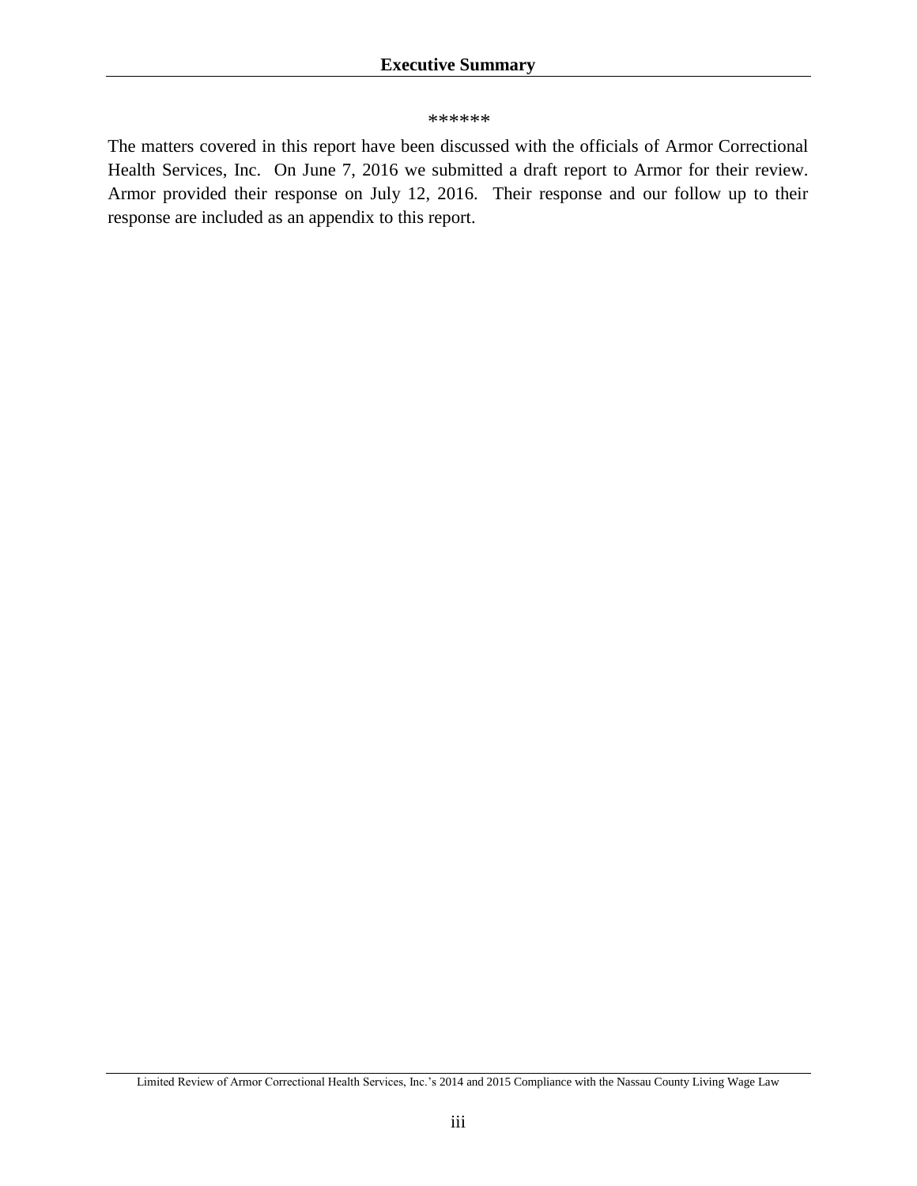\*\*\*\*\*\*

The matters covered in this report have been discussed with the officials of Armor Correctional Health Services, Inc. On June 7, 2016 we submitted a draft report to Armor for their review. Armor provided their response on July 12, 2016. Their response and our follow up to their response are included as an appendix to this report.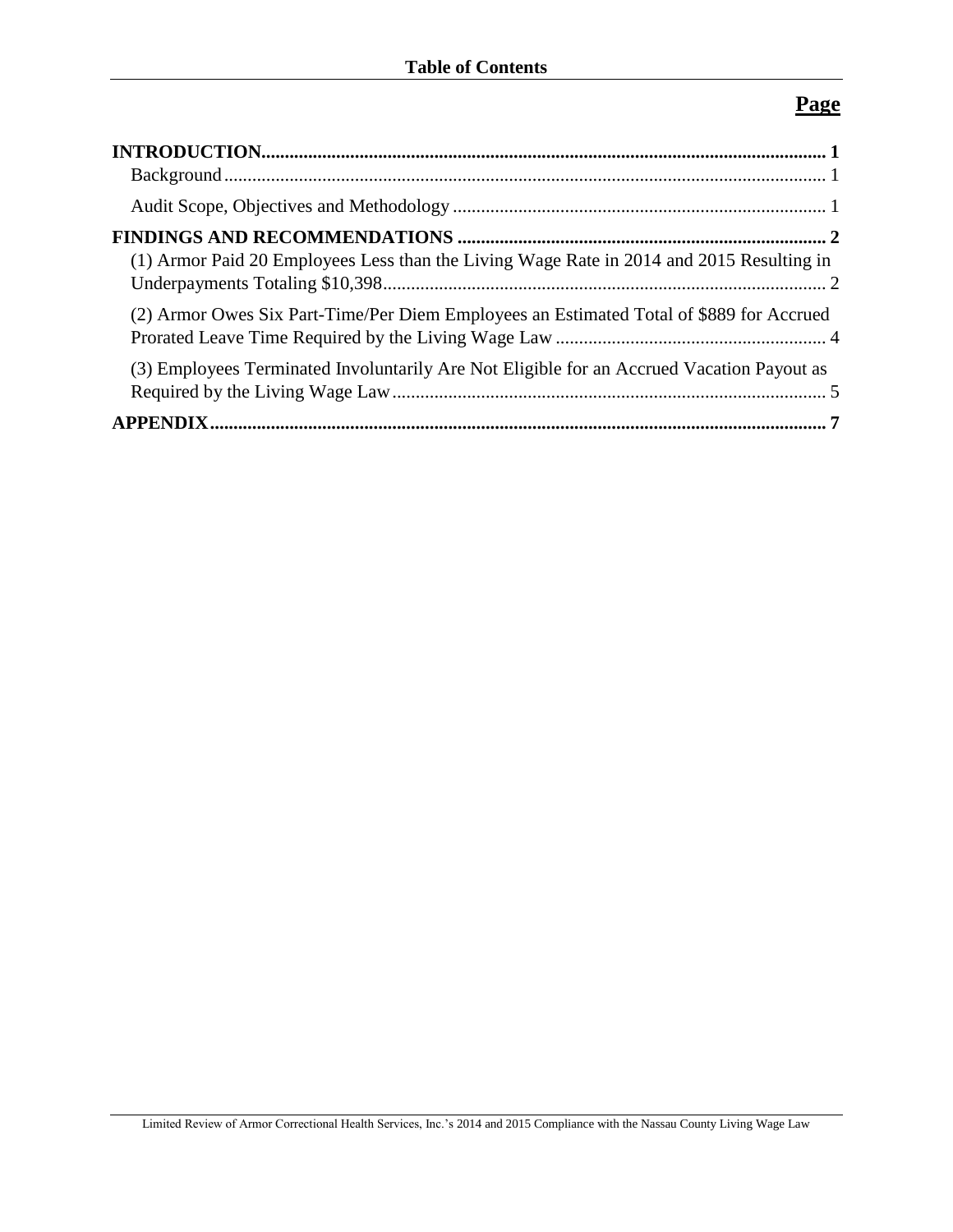# Table of Contents

**Page**

**INTRODUCTION** ........................................................................................................... **1**

Background ........................................................................................................... 1

Audit Scope, Objectives and Methodology ........................................................................ 1

**FINDINGS AND RECOMMENDATIONS** .............................................................................. **2**

(1) Armor Paid 20 Employees Less than the Living Wage Rate in 2014 and 2015 Resulting in Underpayments Totaling $10,398 ........................................................................ 2

(2) Armor Owes Six Part-Time/Per Diem Employees an Estimated Total of $889 for Accrued Prorated Leave Time Required by the Living Wage Law ....................................................... 4

(3) Employees Terminated Involuntarily Are Not Eligible for an Accrued Vacation Payout as Required by the Living Wage Law ....................................................................... 5

**APPENDIX** ................................................................................................................... **7**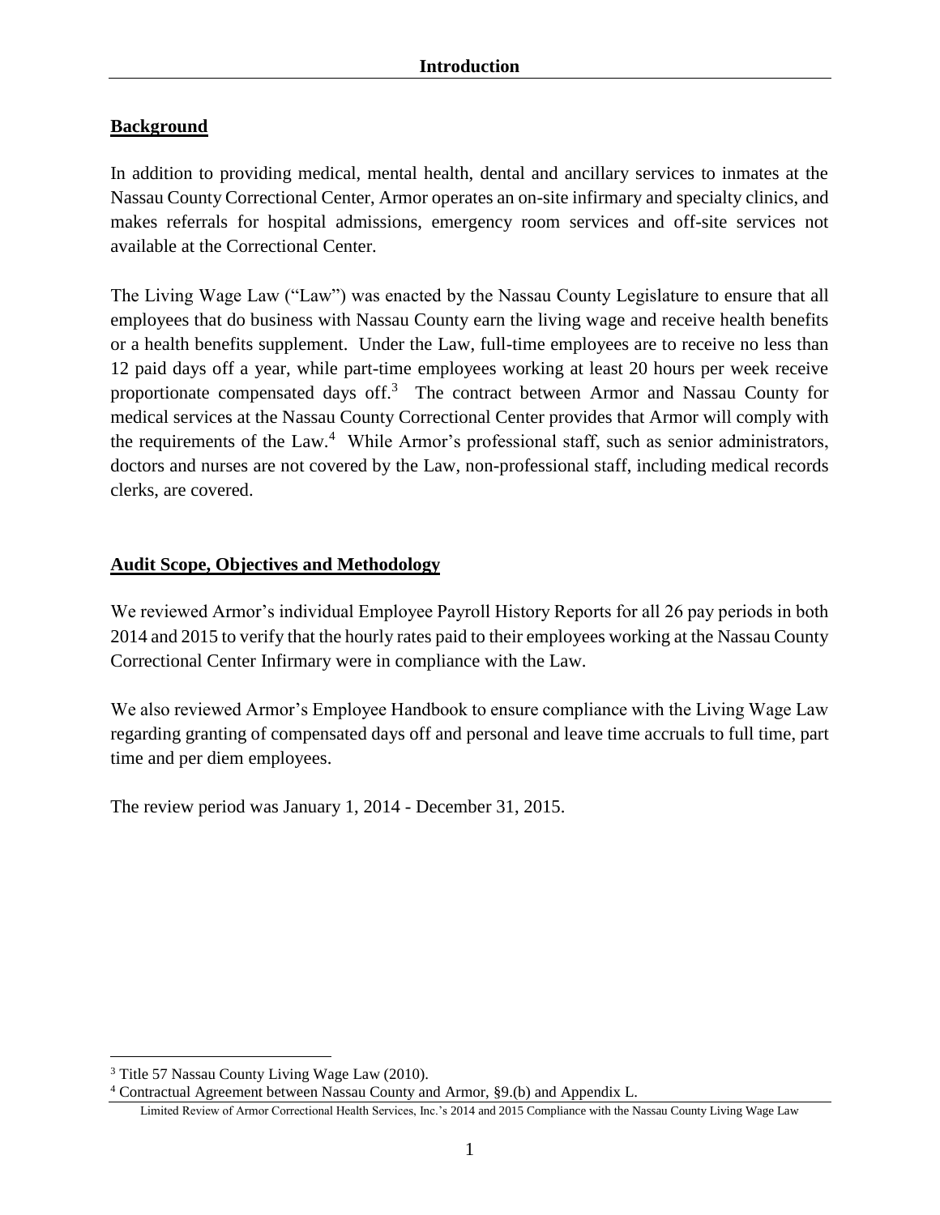## Introduction

### Background

In addition to providing medical, mental health, dental and ancillary services to inmates at the Nassau County Correctional Center, Armor operates an on-site infirmary and specialty clinics, and makes referrals for hospital admissions, emergency room services and off-site services not available at the Correctional Center.

The Living Wage Law ("Law") was enacted by the Nassau County Legislature to ensure that all employees that do business with Nassau County earn the living wage and receive health benefits or a health benefits supplement. Under the Law, full-time employees are to receive no less than 12 paid days off a year, while part-time employees working at least 20 hours per week receive proportionate compensated days off.[3] The contract between Armor and Nassau County for medical services at the Nassau County Correctional Center provides that Armor will comply with the requirements of the Law.[4] While Armor's professional staff, such as senior administrators, doctors and nurses are not covered by the Law, non-professional staff, including medical records clerks, are covered.

### Audit Scope, Objectives and Methodology

We reviewed Armor's individual Employee Payroll History Reports for all 26 pay periods in both 2014 and 2015 to verify that the hourly rates paid to their employees working at the Nassau County Correctional Center Infirmary were in compliance with the Law.

We also reviewed Armor's Employee Handbook to ensure compliance with the Living Wage Law regarding granting of compensated days off and personal and leave time accruals to full time, part time and per diem employees.

The review period was January 1, 2014 - December 31, 2015.

---

[3] Title 57 Nassau County Living Wage Law (2010).

[4] Contractual Agreement between Nassau County and Armor, §9.(b) and Appendix L.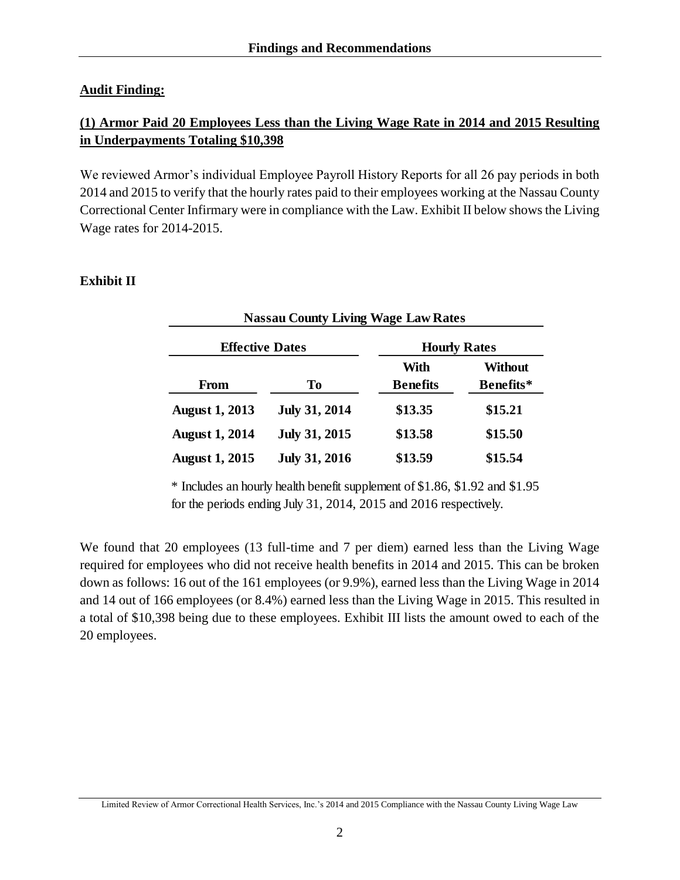## Findings and Recommendations

### Audit Finding:

### (1) Armor Paid 20 Employees Less than the Living Wage Rate in 2014 and 2015 Resulting in Underpayments Totaling $10,398

We reviewed Armor's individual Employee Payroll History Reports for all 26 pay periods in both 2014 and 2015 to verify that the hourly rates paid to their employees working at the Nassau County Correctional Center Infirmary were in compliance with the Law. Exhibit II below shows the Living Wage rates for 2014-2015.

**Exhibit II**

**Nassau County Living Wage Law Rates**

| Effective Dates | | Hourly Rates | |
|---|---|---|---|
| **From** | **To** | **With Benefits** | **Without Benefits*** |
| **August 1, 2013** | **July 31, 2014** | **$13.35** | **$15.21** |
| **August 1, 2014** | **July 31, 2015** | **$13.58** | **$15.50** |
| **August 1, 2015** | **July 31, 2016** | **$13.59** | **$15.54** |

* Includes an hourly health benefit supplement of $1.86, $1.92 and $1.95 for the periods ending July 31, 2014, 2015 and 2016 respectively.

We found that 20 employees (13 full-time and 7 per diem) earned less than the Living Wage required for employees who did not receive health benefits in 2014 and 2015. This can be broken down as follows: 16 out of the 161 employees (or 9.9%), earned less than the Living Wage in 2014 and 14 out of 166 employees (or 8.4%) earned less than the Living Wage in 2015. This resulted in a total of $10,398 being due to these employees. Exhibit III lists the amount owed to each of the 20 employees.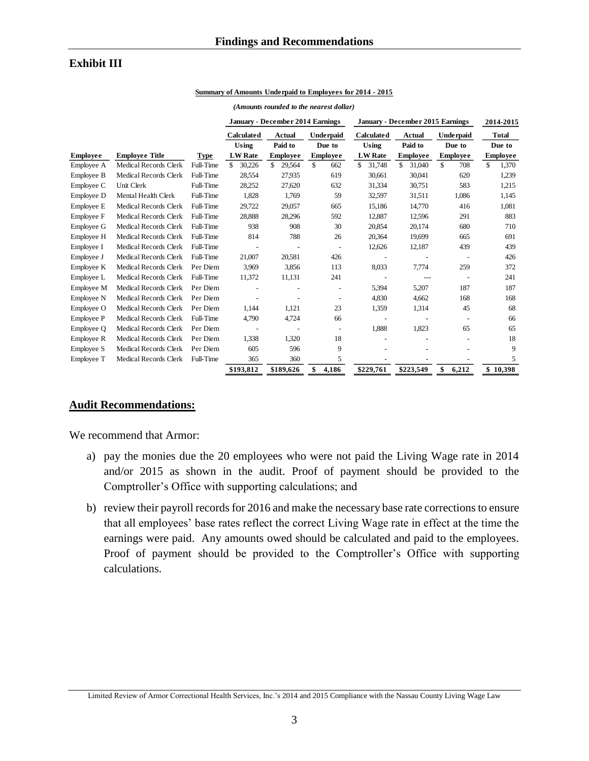## Exhibit III

**Summary of Amounts Underpaid to Employees for 2014 - 2015**

*(Amounts rounded to the nearest dollar)*

| | | | January - December 2014 Earnings | | | January - December 2015 Earnings | | | 2014-2015 |
|---|---|---|---|---|---|---|---|---|---|
| **Employee** | **Employee Title** | **Type** | **Calculated Using LW Rate** | **Actual Paid to Employee** | **Underpaid Due to Employee** | **Calculated Using LW Rate** | **Actual Paid to Employee** | **Underpaid Due to Employee** | **Total Due to Employee** |
| Employee A | Medical Records Clerk | Full-Time | $ 30,226 | $ 29,564 | $ 662 | $ 31,748 | $ 31,040 | $ 708 | $ 1,370 |
| Employee B | Medical Records Clerk | Full-Time | 28,554 | 27,935 | 619 | 30,661 | 30,041 | 620 | 1,239 |
| Employee C | Unit Clerk | Full-Time | 28,252 | 27,620 | 632 | 31,334 | 30,751 | 583 | 1,215 |
| Employee D | Mental Health Clerk | Full-Time | 1,828 | 1,769 | 59 | 32,597 | 31,511 | 1,086 | 1,145 |
| Employee E | Medical Records Clerk | Full-Time | 29,722 | 29,057 | 665 | 15,186 | 14,770 | 416 | 1,081 |
| Employee F | Medical Records Clerk | Full-Time | 28,888 | 28,296 | 592 | 12,887 | 12,596 | 291 | 883 |
| Employee G | Medical Records Clerk | Full-Time | 938 | 908 | 30 | 20,854 | 20,174 | 680 | 710 |
| Employee H | Medical Records Clerk | Full-Time | 814 | 788 | 26 | 20,364 | 19,699 | 665 | 691 |
| Employee I | Medical Records Clerk | Full-Time | - | - | - | 12,626 | 12,187 | 439 | 439 |
| Employee J | Medical Records Clerk | Full-Time | 21,007 | 20,581 | 426 | - | - | - | 426 |
| Employee K | Medical Records Clerk | Per Diem | 3,969 | 3,856 | 113 | 8,033 | 7,774 | 259 | 372 |
| Employee L | Medical Records Clerk | Full-Time | 11,372 | 11,131 | 241 | - | --- | - | 241 |
| Employee M | Medical Records Clerk | Per Diem | - | - | - | 5,394 | 5,207 | 187 | 187 |
| Employee N | Medical Records Clerk | Per Diem | - | - | - | 4,830 | 4,662 | 168 | 168 |
| Employee O | Medical Records Clerk | Per Diem | 1,144 | 1,121 | 23 | 1,359 | 1,314 | 45 | 68 |
| Employee P | Medical Records Clerk | Full-Time | 4,790 | 4,724 | 66 | - | - | - | 66 |
| Employee Q | Medical Records Clerk | Per Diem | - | - | - | 1,888 | 1,823 | 65 | 65 |
| Employee R | Medical Records Clerk | Per Diem | 1,338 | 1,320 | 18 | - | - | - | 18 |
| Employee S | Medical Records Clerk | Per Diem | 605 | 596 | 9 | - | - | - | 9 |
| Employee T | Medical Records Clerk | Full-Time | 365 | 360 | 5 | - | - | - | 5 |
| | | | **\$193,812** | **\$189,626** | **$ 4,186** | **\$229,761** | **\$223,549** | **$ 6,212** | **$ 10,398** |

## Audit Recommendations:

We recommend that Armor:

a) pay the monies due the 20 employees who were not paid the Living Wage rate in 2014 and/or 2015 as shown in the audit. Proof of payment should be provided to the Comptroller's Office with supporting calculations; and

b) review their payroll records for 2016 and make the necessary base rate corrections to ensure that all employees' base rates reflect the correct Living Wage rate in effect at the time the earnings were paid. Any amounts owed should be calculated and paid to the employees. Proof of payment should be provided to the Comptroller's Office with supporting calculations.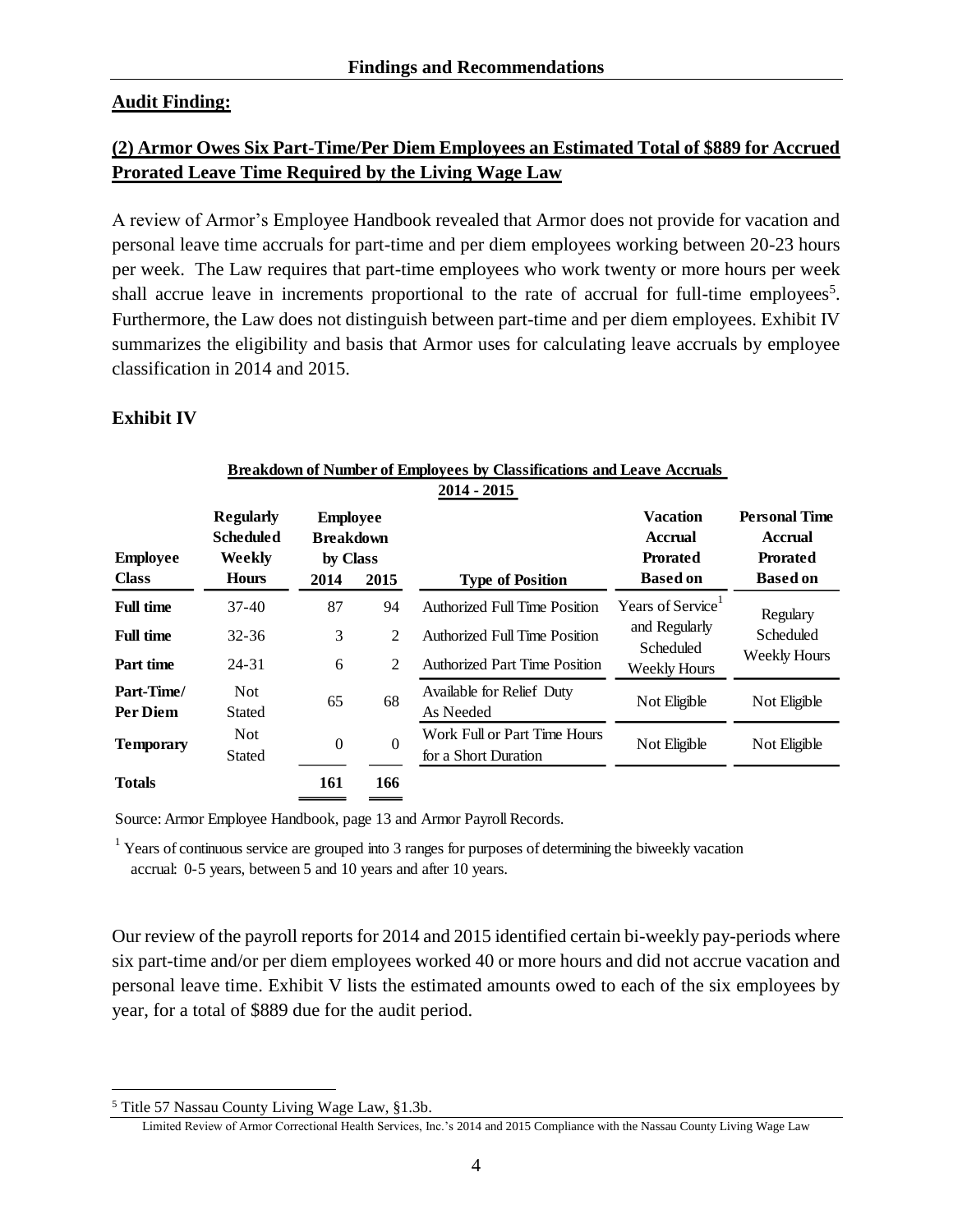## Audit Finding:

### (2) Armor Owes Six Part-Time/Per Diem Employees an Estimated Total of $889 for Accrued Prorated Leave Time Required by the Living Wage Law

A review of Armor's Employee Handbook revealed that Armor does not provide for vacation and personal leave time accruals for part-time and per diem employees working between 20-23 hours per week. The Law requires that part-time employees who work twenty or more hours per week shall accrue leave in increments proportional to the rate of accrual for full-time employees[5]. Furthermore, the Law does not distinguish between part-time and per diem employees. Exhibit IV summarizes the eligibility and basis that Armor uses for calculating leave accruals by employee classification in 2014 and 2015.

### Exhibit IV

**Breakdown of Number of Employees by Classifications and Leave Accruals 2014 - 2015**

| Employee Class | Regularly Scheduled Weekly Hours | Employee Breakdown by Class 2014 | Employee Breakdown by Class 2015 | Type of Position | Vacation Accrual Prorated Based on | Personal Time Accrual Prorated Based on |
|---|---|---|---|---|---|---|
| **Full time** | 37-40 | 87 | 94 | Authorized Full Time Position | Years of Service[1] and Regularly Scheduled Weekly Hours | Regulary Scheduled Weekly Hours |
| **Full time** | 32-36 | 3 | 2 | Authorized Full Time Position | | |
| **Part time** | 24-31 | 6 | 2 | Authorized Part Time Position | | |
| **Part-Time/ Per Diem** | Not Stated | 65 | 68 | Available for Relief Duty As Needed | Not Eligible | Not Eligible |
| **Temporary** | Not Stated | 0 | 0 | Work Full or Part Time Hours for a Short Duration | Not Eligible | Not Eligible |
| **Totals** | | **161** | **166** | | | |

Source: Armor Employee Handbook, page 13 and Armor Payroll Records.

[1] Years of continuous service are grouped into 3 ranges for purposes of determining the biweekly vacation accrual: 0-5 years, between 5 and 10 years and after 10 years.

Our review of the payroll reports for 2014 and 2015 identified certain bi-weekly pay-periods where six part-time and/or per diem employees worked 40 or more hours and did not accrue vacation and personal leave time. Exhibit V lists the estimated amounts owed to each of the six employees by year, for a total of $889 due for the audit period.

[5] Title 57 Nassau County Living Wage Law, §1.3b.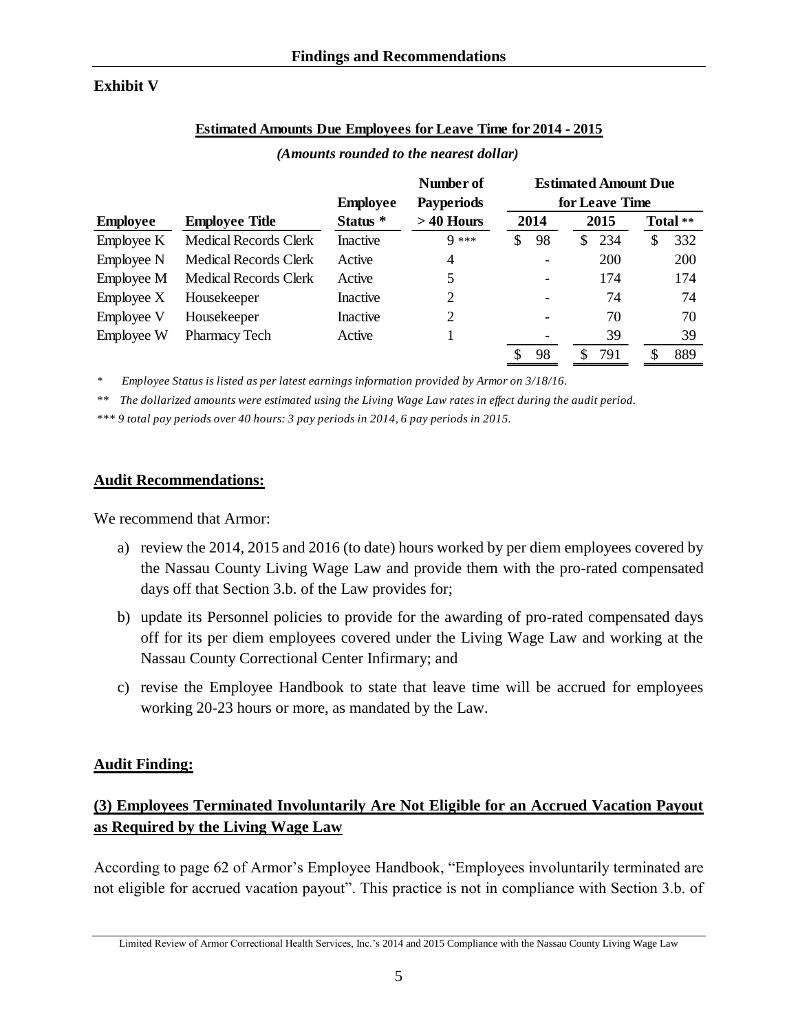**Findings and Recommendations**

**Exhibit V**

**Estimated Amounts Due Employees for Leave Time for 2014 - 2015**

***(Amounts rounded to the nearest dollar)***

| Employee | Employee Title | Employee Status * | Number of Payperiods > 40 Hours | Estimated Amount Due for Leave Time | | |
|---|---|---|---|---|---|---|
| | | | | 2014 | 2015 | Total ** |
| Employee K | Medical Records Clerk | Inactive | 9 *** | $ 98 | $ 234 | $ 332 |
| Employee N | Medical Records Clerk | Active | 4 | - | 200 | 200 |
| Employee M | Medical Records Clerk | Active | 5 | - | 174 | 174 |
| Employee X | Housekeeper | Inactive | 2 | - | 74 | 74 |
| Employee V | Housekeeper | Inactive | 2 | - | 70 | 70 |
| Employee W | Pharmacy Tech | Active | 1 | - | 39 | 39 |
| | | | | $ 98 | $ 791 | $ 889 |

\* *Employee Status is listed as per latest earnings information provided by Armor on 3/18/16.*

\** *The dollarized amounts were estimated using the Living Wage Law rates in effect during the audit period.*

\*** *9 total pay periods over 40 hours: 3 pay periods in 2014, 6 pay periods in 2015.*

**Audit Recommendations:**

We recommend that Armor:

a) review the 2014, 2015 and 2016 (to date) hours worked by per diem employees covered by the Nassau County Living Wage Law and provide them with the pro-rated compensated days off that Section 3.b. of the Law provides for;

b) update its Personnel policies to provide for the awarding of pro-rated compensated days off for its per diem employees covered under the Living Wage Law and working at the Nassau County Correctional Center Infirmary; and

c) revise the Employee Handbook to state that leave time will be accrued for employees working 20-23 hours or more, as mandated by the Law.

**Audit Finding:**

**(3) Employees Terminated Involuntarily Are Not Eligible for an Accrued Vacation Payout as Required by the Living Wage Law**

According to page 62 of Armor's Employee Handbook, "Employees involuntarily terminated are not eligible for accrued vacation payout". This practice is not in compliance with Section 3.b. of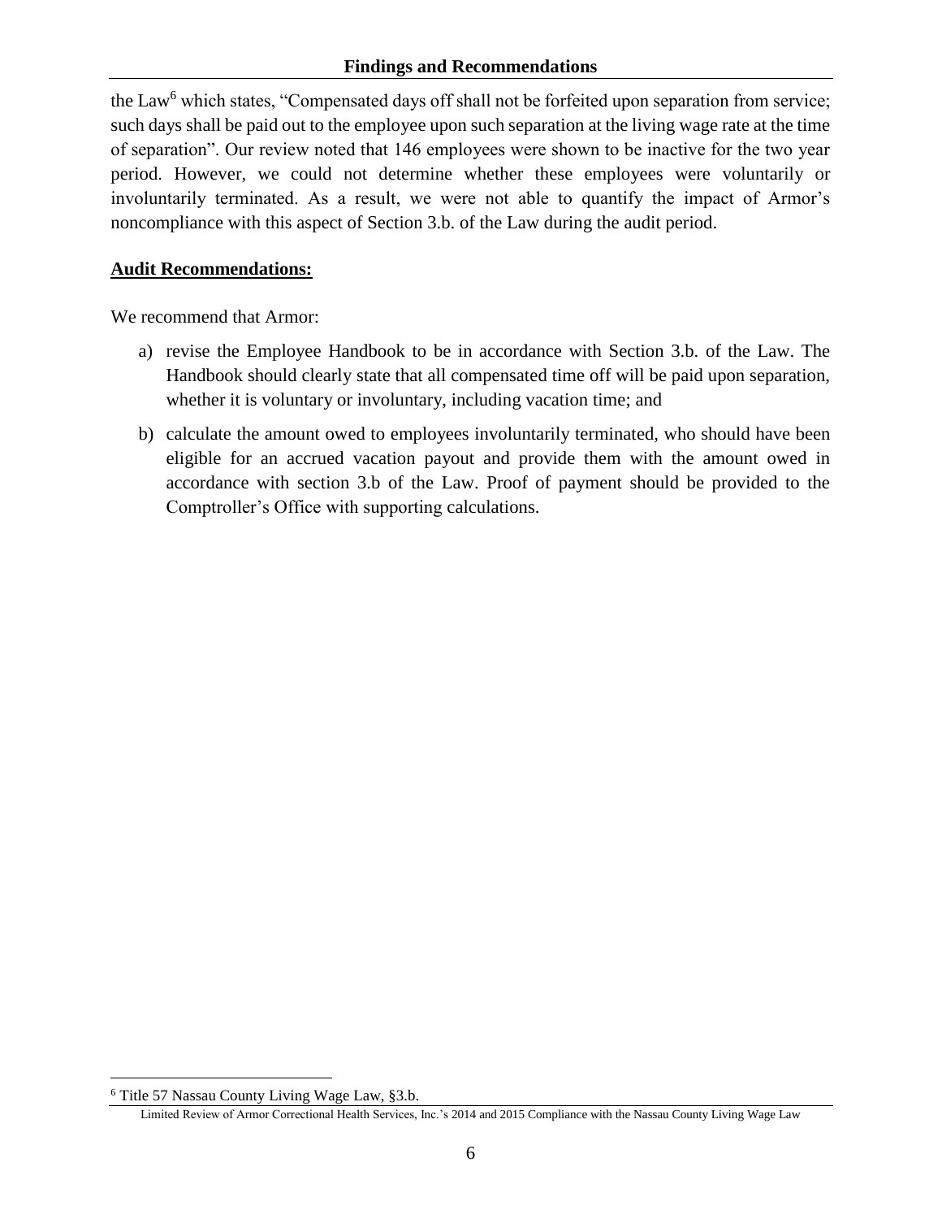the Law[6] which states, "Compensated days off shall not be forfeited upon separation from service; such days shall be paid out to the employee upon such separation at the living wage rate at the time of separation". Our review noted that 146 employees were shown to be inactive for the two year period. However, we could not determine whether these employees were voluntarily or involuntarily terminated. As a result, we were not able to quantify the impact of Armor's noncompliance with this aspect of Section 3.b. of the Law during the audit period.

**Audit Recommendations:**

We recommend that Armor:

a) revise the Employee Handbook to be in accordance with Section 3.b. of the Law. The Handbook should clearly state that all compensated time off will be paid upon separation, whether it is voluntary or involuntary, including vacation time; and

b) calculate the amount owed to employees involuntarily terminated, who should have been eligible for an accrued vacation payout and provide them with the amount owed in accordance with section 3.b of the Law. Proof of payment should be provided to the Comptroller's Office with supporting calculations.

[6] Title 57 Nassau County Living Wage Law, §3.b.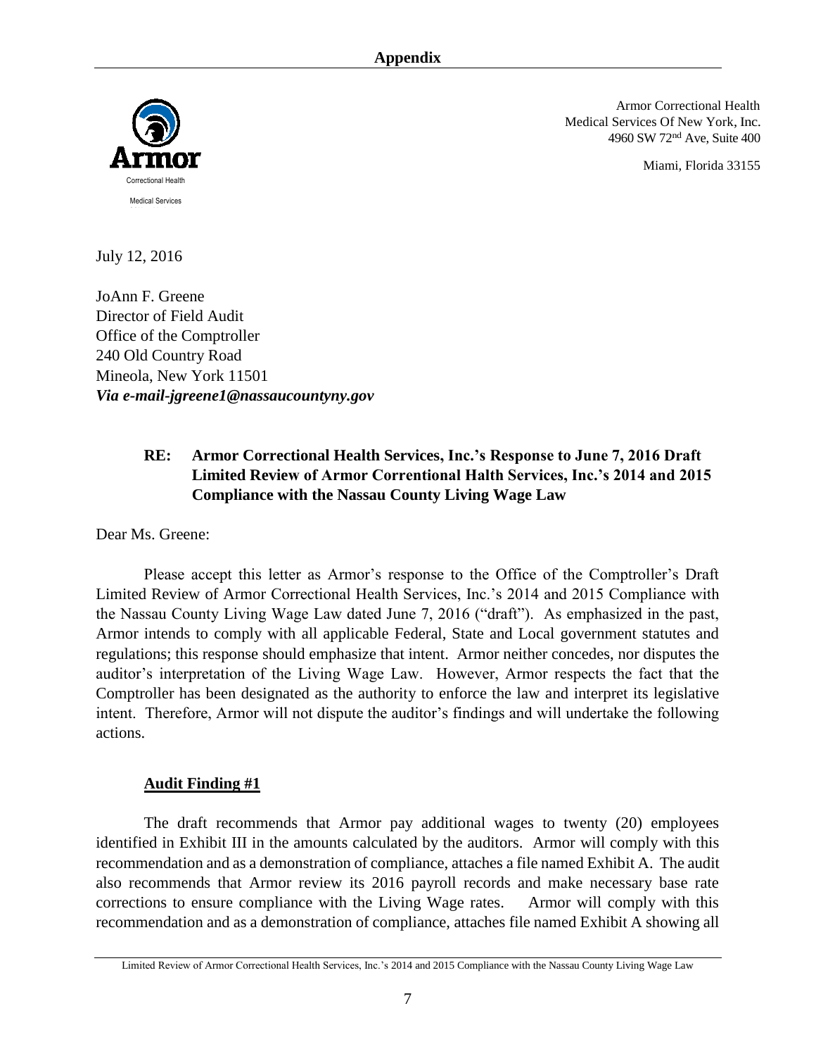## Appendix

Armor Correctional Health
Medical Services Of New York, Inc.
4960 SW 72nd Ave, Suite 400

Miami, Florida 33155

Armor
Correctional Health
Medical Services

July 12, 2016

JoAnn F. Greene
Director of Field Audit
Office of the Comptroller
240 Old Country Road
Mineola, New York 11501
***Via e-mail-jgreene1@nassaucountyny.gov***

**RE: Armor Correctional Health Services, Inc.'s Response to June 7, 2016 Draft Limited Review of Armor Correntional Halth Services, Inc.'s 2014 and 2015 Compliance with the Nassau County Living Wage Law**

Dear Ms. Greene:

Please accept this letter as Armor's response to the Office of the Comptroller's Draft Limited Review of Armor Correctional Health Services, Inc.'s 2014 and 2015 Compliance with the Nassau County Living Wage Law dated June 7, 2016 ("draft"). As emphasized in the past, Armor intends to comply with all applicable Federal, State and Local government statutes and regulations; this response should emphasize that intent. Armor neither concedes, nor disputes the auditor's interpretation of the Living Wage Law. However, Armor respects the fact that the Comptroller has been designated as the authority to enforce the law and interpret its legislative intent. Therefore, Armor will not dispute the auditor's findings and will undertake the following actions.

**Audit Finding #1**

The draft recommends that Armor pay additional wages to twenty (20) employees identified in Exhibit III in the amounts calculated by the auditors. Armor will comply with this recommendation and as a demonstration of compliance, attaches a file named Exhibit A. The audit also recommends that Armor review its 2016 payroll records and make necessary base rate corrections to ensure compliance with the Living Wage rates. Armor will comply with this recommendation and as a demonstration of compliance, attaches file named Exhibit A showing all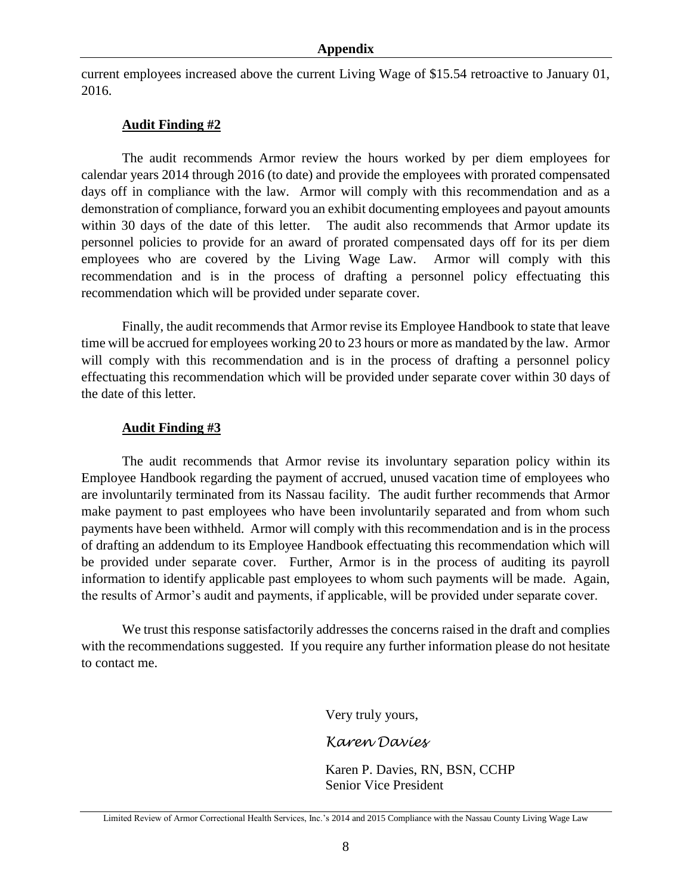current employees increased above the current Living Wage of $15.54 retroactive to January 01, 2016.

**Audit Finding #2**

The audit recommends Armor review the hours worked by per diem employees for calendar years 2014 through 2016 (to date) and provide the employees with prorated compensated days off in compliance with the law. Armor will comply with this recommendation and as a demonstration of compliance, forward you an exhibit documenting employees and payout amounts within 30 days of the date of this letter. The audit also recommends that Armor update its personnel policies to provide for an award of prorated compensated days off for its per diem employees who are covered by the Living Wage Law. Armor will comply with this recommendation and is in the process of drafting a personnel policy effectuating this recommendation which will be provided under separate cover.

Finally, the audit recommends that Armor revise its Employee Handbook to state that leave time will be accrued for employees working 20 to 23 hours or more as mandated by the law. Armor will comply with this recommendation and is in the process of drafting a personnel policy effectuating this recommendation which will be provided under separate cover within 30 days of the date of this letter.

**Audit Finding #3**

The audit recommends that Armor revise its involuntary separation policy within its Employee Handbook regarding the payment of accrued, unused vacation time of employees who are involuntarily terminated from its Nassau facility. The audit further recommends that Armor make payment to past employees who have been involuntarily separated and from whom such payments have been withheld. Armor will comply with this recommendation and is in the process of drafting an addendum to its Employee Handbook effectuating this recommendation which will be provided under separate cover. Further, Armor is in the process of auditing its payroll information to identify applicable past employees to whom such payments will be made. Again, the results of Armor's audit and payments, if applicable, will be provided under separate cover.

We trust this response satisfactorily addresses the concerns raised in the draft and complies with the recommendations suggested. If you require any further information please do not hesitate to contact me.

Very truly yours,

*Karen Davies*

Karen P. Davies, RN, BSN, CCHP
Senior Vice President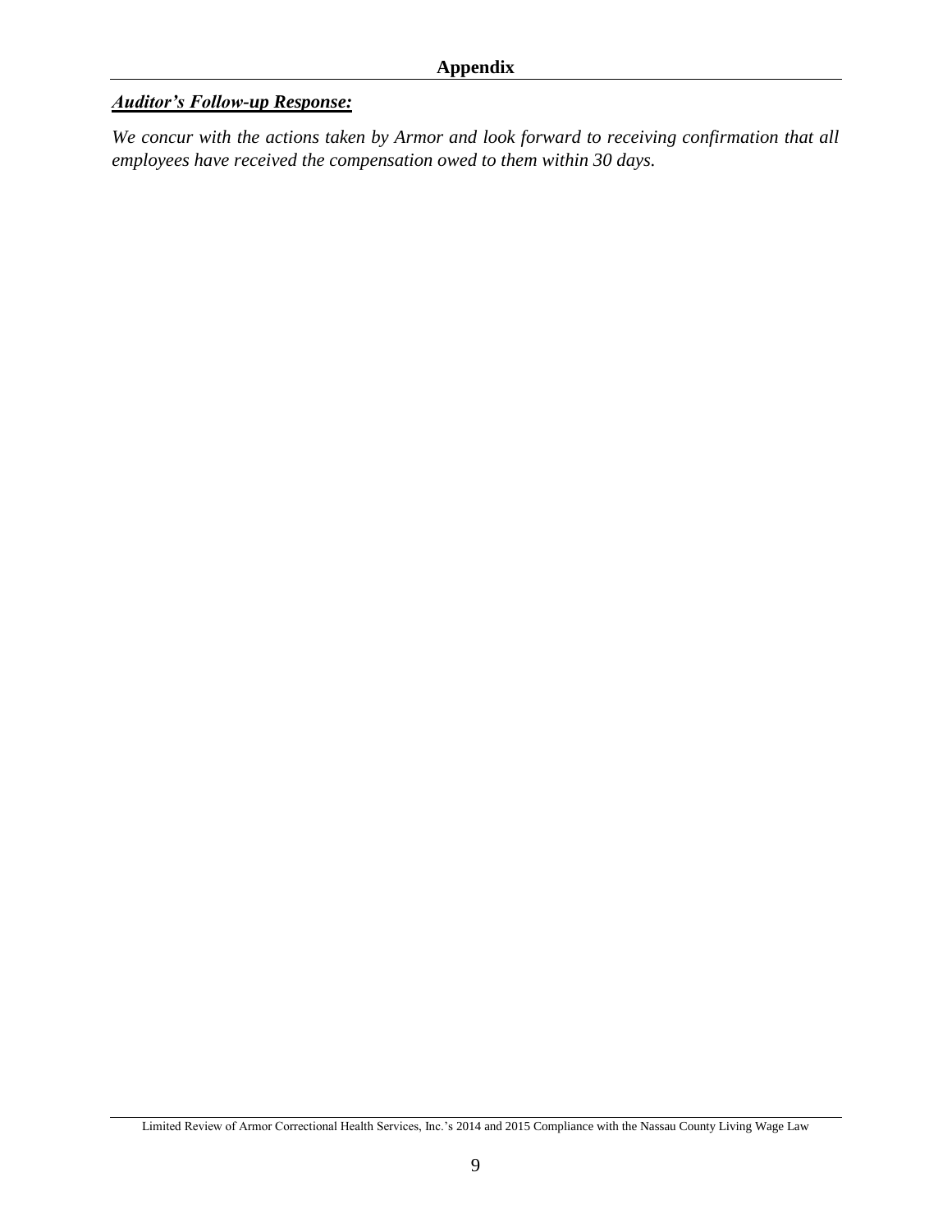## Appendix

***Auditor's Follow-up Response:***

*We concur with the actions taken by Armor and look forward to receiving confirmation that all employees have received the compensation owed to them within 30 days.*